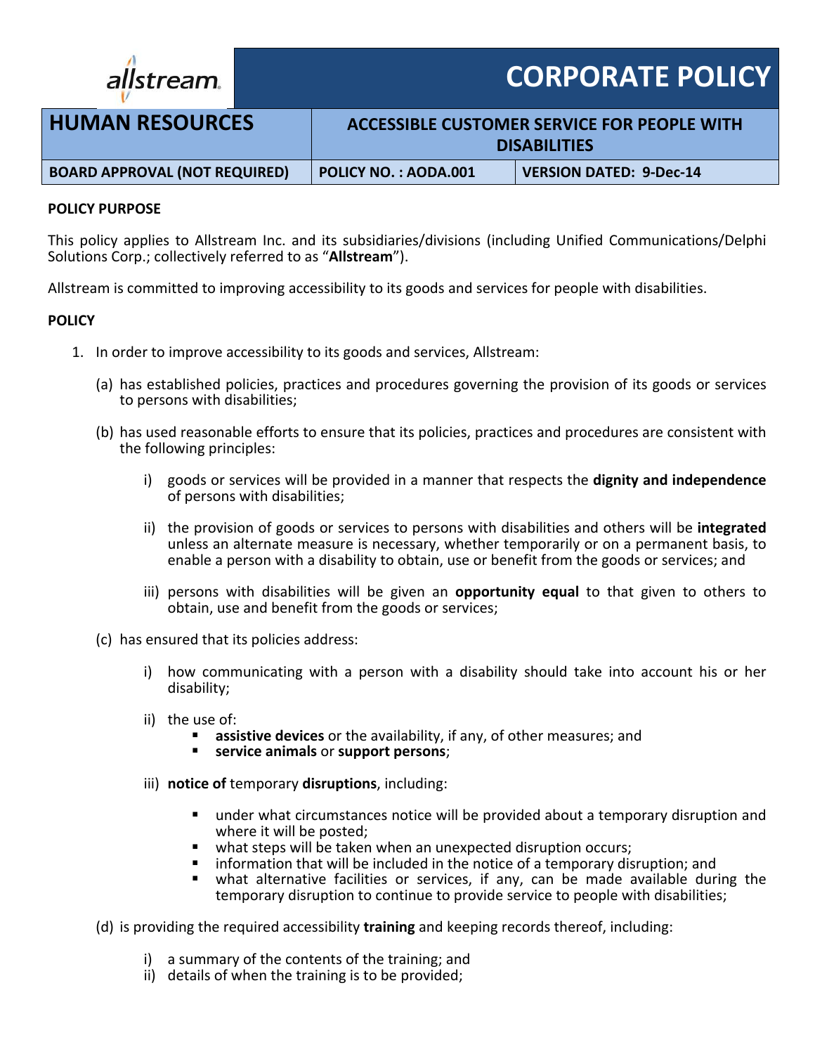allstream

# CORPORATE POLICY

| HUMAN RESOURCES | ACCESSIBLE CUSTOMER SERVICE FOR PEOPLE WITH DISABILITIES | |
|---|---|---|
| BOARD APPROVAL (NOT REQUIRED) | POLICY NO. : AODA.001 | VERSION DATED: 9-Dec-14 |

**POLICY PURPOSE**

This policy applies to Allstream Inc. and its subsidiaries/divisions (including Unified Communications/Delphi Solutions Corp.; collectively referred to as "**Allstream**").

Allstream is committed to improving accessibility to its goods and services for people with disabilities.

**POLICY**

1. In order to improve accessibility to its goods and services, Allstream:

   (a) has established policies, practices and procedures governing the provision of its goods or services to persons with disabilities;

   (b) has used reasonable efforts to ensure that its policies, practices and procedures are consistent with the following principles:

      i) goods or services will be provided in a manner that respects the **dignity and independence** of persons with disabilities;

      ii) the provision of goods or services to persons with disabilities and others will be **integrated** unless an alternate measure is necessary, whether temporarily or on a permanent basis, to enable a person with a disability to obtain, use or benefit from the goods or services; and

      iii) persons with disabilities will be given an **opportunity equal** to that given to others to obtain, use and benefit from the goods or services;

   (c) has ensured that its policies address:

      i) how communicating with a person with a disability should take into account his or her disability;

      ii) the use of:
         - **assistive devices** or the availability, if any, of other measures; and
         - **service animals** or **support persons**;

      iii) **notice of** temporary **disruptions**, including:
         - under what circumstances notice will be provided about a temporary disruption and where it will be posted;
         - what steps will be taken when an unexpected disruption occurs;
         - information that will be included in the notice of a temporary disruption; and
         - what alternative facilities or services, if any, can be made available during the temporary disruption to continue to provide service to people with disabilities;

   (d) is providing the required accessibility **training** and keeping records thereof, including:

      i) a summary of the contents of the training; and
      ii) details of when the training is to be provided;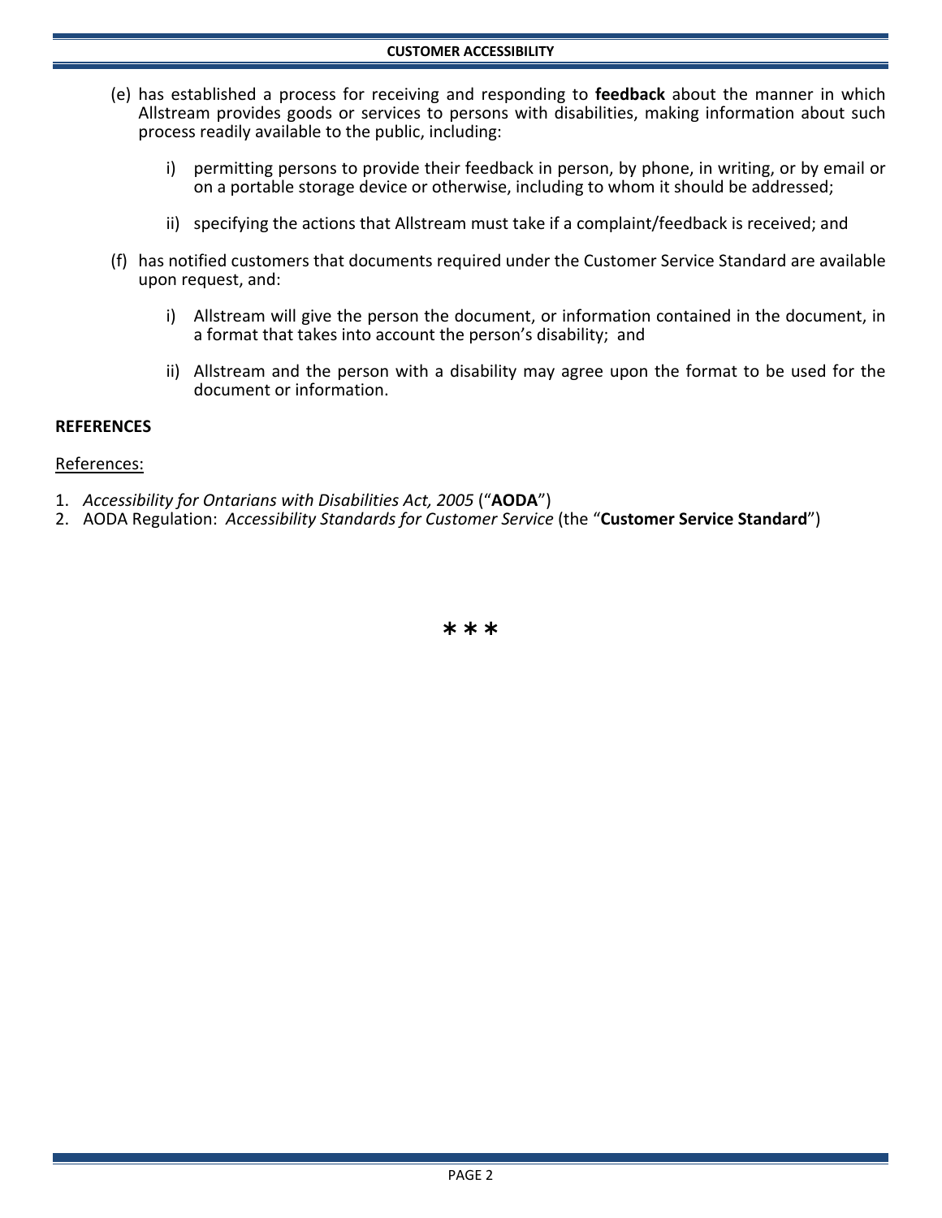(e) has established a process for receiving and responding to **feedback** about the manner in which Allstream provides goods or services to persons with disabilities, making information about such process readily available to the public, including:

   i) permitting persons to provide their feedback in person, by phone, in writing, or by email or on a portable storage device or otherwise, including to whom it should be addressed;

   ii) specifying the actions that Allstream must take if a complaint/feedback is received; and

(f) has notified customers that documents required under the Customer Service Standard are available upon request, and:

   i) Allstream will give the person the document, or information contained in the document, in a format that takes into account the person's disability; and

   ii) Allstream and the person with a disability may agree upon the format to be used for the document or information.

**REFERENCES**

References:

1. *Accessibility for Ontarians with Disabilities Act, 2005* ("**AODA**")
2. AODA Regulation: *Accessibility Standards for Customer Service* (the "**Customer Service Standard**")

***